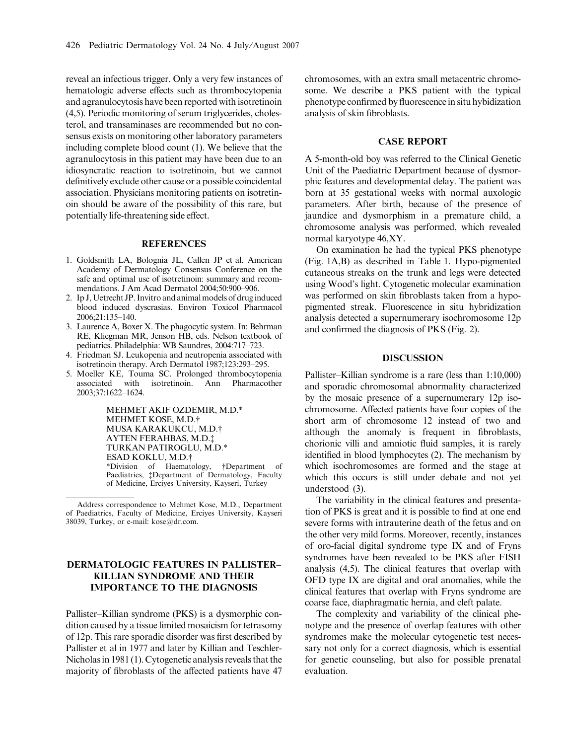reveal an infectious trigger. Only a very few instances of hematologic adverse effects such as thrombocytopenia and agranulocytosis have been reported with isotretinoin (4,5). Periodic monitoring of serum triglycerides, cholesterol, and transaminases are recommended but no consensus exists on monitoring other laboratory parameters including complete blood count (1). We believe that the agranulocytosis in this patient may have been due to an idiosyncratic reaction to isotretinoin, but we cannot definitively exclude other cause or a possible coincidental association. Physicians monitoring patients on isotretinoin should be aware of the possibility of this rare, but potentially life-threatening side effect.

## REFERENCES

1. Goldsmith LA, Bolognia JL, Callen JP et al. American Academy of Dermatology Consensus Conference on the safe and optimal use of isotretinoin: summary and recommendations. J Am Acad Dermatol 2004;50:900–906.
2. Ip J, Uetrecht JP. Invitro and animal models of drug induced blood induced dyscrasias. Environ Toxicol Pharmacol 2006;21:135–140.
3. Laurence A, Boxer X. The phagocytic system. In: Behrman RE, Kliegman MR, Jenson HB, eds. Nelson textbook of pediatrics. Philadelphia: WB Saundres, 2004:717–723.
4. Friedman SJ. Leukopenia and neutropenia associated with isotretinoin therapy. Arch Dermatol 1987;123:293–295.
5. Moeller KE, Touma SC. Prolonged thrombocytopenia associated with isotretinoin. Ann Pharmacother 2003;37:1622–1624.

MEHMET AKIF OZDEMIR, M.D.*
MEHMET KOSE, M.D.†
MUSA KARAKUKCU, M.D.†
AYTEN FERAHBAS, M.D.‡
TURKAN PATIROGLU, M.D.*
ESAD KOKLU, M.D.†
*Division of Haematology, †Department of Paediatrics, ‡Department of Dermatology, Faculty of Medicine, Erciyes University, Kayseri, Turkey

Address correspondence to Mehmet Kose, M.D., Department of Paediatrics, Faculty of Medicine, Erciyes University, Kayseri 38039, Turkey, or e-mail: kose@dr.com.

## DERMATOLOGIC FEATURES IN PALLISTER–KILLIAN SYNDROME AND THEIR IMPORTANCE TO THE DIAGNOSIS

Pallister–Killian syndrome (PKS) is a dysmorphic condition caused by a tissue limited mosaicism for tetrasomy of 12p. This rare sporadic disorder was first described by Pallister et al in 1977 and later by Killian and Teschler-Nicholas in 1981 (1). Cytogenetic analysis reveals that the majority of fibroblasts of the affected patients have 47 chromosomes, with an extra small metacentric chromosome. We describe a PKS patient with the typical phenotype confirmed by fluorescence in situ hybidization analysis of skin fibroblasts.

### CASE REPORT

A 5-month-old boy was referred to the Clinical Genetic Unit of the Paediatric Department because of dysmorphic features and developmental delay. The patient was born at 35 gestational weeks with normal auxologic parameters. After birth, because of the presence of jaundice and dysmorphism in a premature child, a chromosome analysis was performed, which revealed normal karyotype 46,XY.

On examination he had the typical PKS phenotype (Fig. 1A,B) as described in Table 1. Hypo-pigmented cutaneous streaks on the trunk and legs were detected using Wood's light. Cytogenetic molecular examination was performed on skin fibroblasts taken from a hypopigmented streak. Fluorescence in situ hybridization analysis detected a supernumerary isochromosome 12p and confirmed the diagnosis of PKS (Fig. 2).

### DISCUSSION

Pallister–Killian syndrome is a rare (less than 1:10,000) and sporadic chromosomal abnormality characterized by the mosaic presence of a supernumerary 12p isochromosome. Affected patients have four copies of the short arm of chromosome 12 instead of two and although the anomaly is frequent in fibroblasts, chorionic villi and amniotic fluid samples, it is rarely identified in blood lymphocytes (2). The mechanism by which isochromosomes are formed and the stage at which this occurs is still under debate and not yet understood (3).

The variability in the clinical features and presentation of PKS is great and it is possible to find at one end severe forms with intrauterine death of the fetus and on the other very mild forms. Moreover, recently, instances of oro-facial digital syndrome type IX and of Fryns syndromes have been revealed to be PKS after FISH analysis (4,5). The clinical features that overlap with OFD type IX are digital and oral anomalies, while the clinical features that overlap with Fryns syndrome are coarse face, diaphragmatic hernia, and cleft palate.

The complexity and variability of the clinical phenotype and the presence of overlap features with other syndromes make the molecular cytogenetic test necessary not only for a correct diagnosis, which is essential for genetic counseling, but also for possible prenatal evaluation.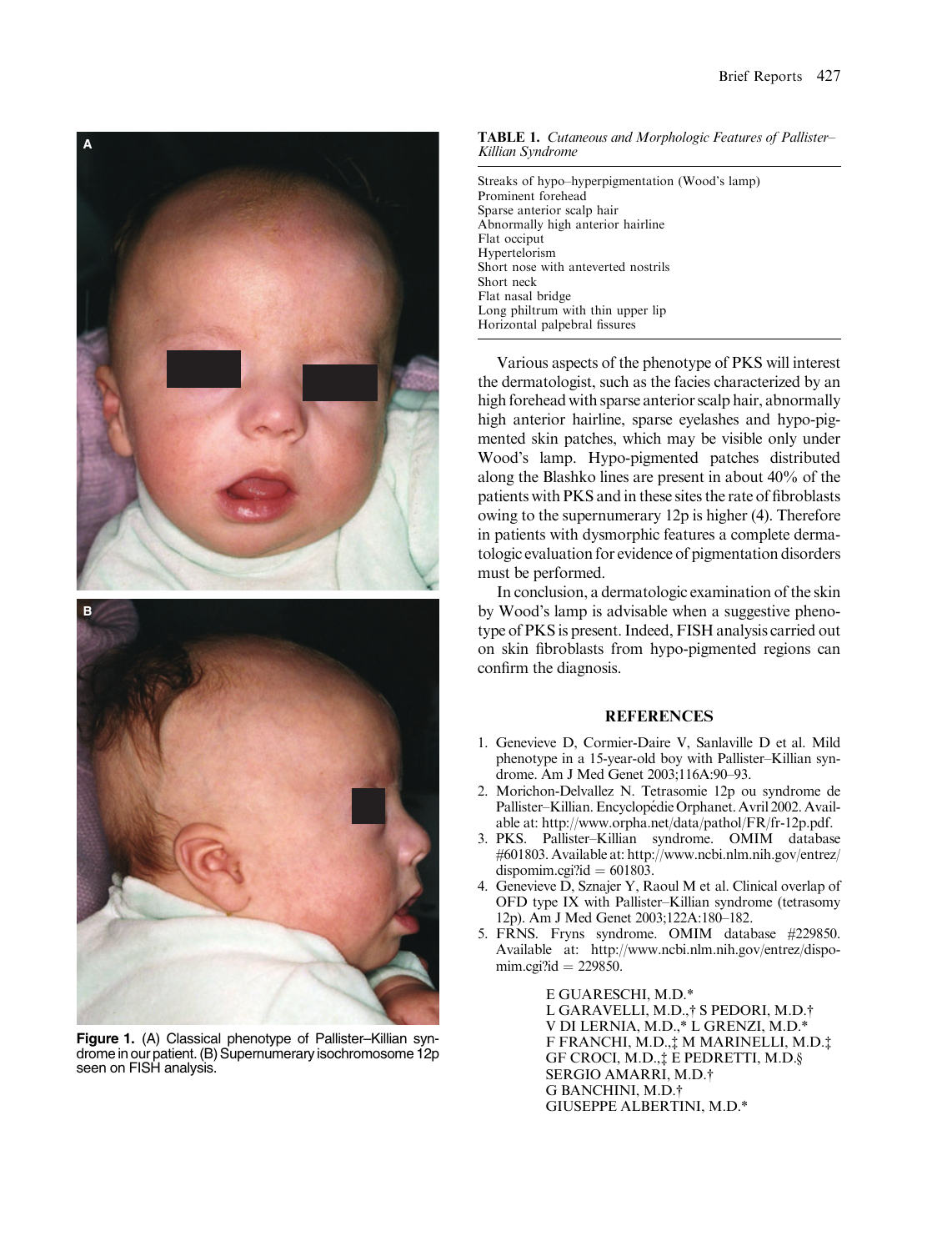Figure 1. (A) Classical phenotype of Pallister–Killian syndrome in our patient. (B) Supernumerary isochromosome 12p seen on FISH analysis.

**TABLE 1.** *Cutaneous and Morphologic Features of Pallister–Killian Syndrome*

| |
|---|
| Streaks of hypo–hyperpigmentation (Wood's lamp) |
| Prominent forehead |
| Sparse anterior scalp hair |
| Abnormally high anterior hairline |
| Flat occiput |
| Hypertelorism |
| Short nose with anteverted nostrils |
| Short neck |
| Flat nasal bridge |
| Long philtrum with thin upper lip |
| Horizontal palpebral fissures |

Various aspects of the phenotype of PKS will interest the dermatologist, such as the facies characterized by an high forehead with sparse anterior scalp hair, abnormally high anterior hairline, sparse eyelashes and hypo-pigmented skin patches, which may be visible only under Wood's lamp. Hypo-pigmented patches distributed along the Blashko lines are present in about 40% of the patients with PKS and in these sites the rate of fibroblasts owing to the supernumerary 12p is higher (4). Therefore in patients with dysmorphic features a complete dermatologic evaluation for evidence of pigmentation disorders must be performed.

In conclusion, a dermatologic examination of the skin by Wood's lamp is advisable when a suggestive phenotype of PKS is present. Indeed, FISH analysis carried out on skin fibroblasts from hypo-pigmented regions can confirm the diagnosis.

## REFERENCES

1. Genevieve D, Cormier-Daire V, Sanlaville D et al. Mild phenotype in a 15-year-old boy with Pallister–Killian syndrome. Am J Med Genet 2003;116A:90–93.
2. Morichon-Delvallez N. Tetrasomie 12p ou syndrome de Pallister–Killian. Encyclopédie Orphanet. Avril 2002. Available at: http://www.orpha.net/data/pathol/FR/fr-12p.pdf.
3. PKS. Pallister–Killian syndrome. OMIM database #601803. Available at: http://www.ncbi.nlm.nih.gov/entrez/dispomim.cgi?id = 601803.
4. Genevieve D, Sznajer Y, Raoul M et al. Clinical overlap of OFD type IX with Pallister–Killian syndrome (tetrasomy 12p). Am J Med Genet 2003;122A:180–182.
5. FRNS. Fryns syndrome. OMIM database #229850. Available at: http://www.ncbi.nlm.nih.gov/entrez/dispomim.cgi?id = 229850.

E GUARESCHI, M.D.*
L GARAVELLI, M.D.,† S PEDORI, M.D.†
V DI LERNIA, M.D.,* L GRENZI, M.D.*
F FRANCHI, M.D.,‡ M MARINELLI, M.D.‡
GF CROCI, M.D.,‡ E PEDRETTI, M.D.§
SERGIO AMARRI, M.D.†
G BANCHINI, M.D.†
GIUSEPPE ALBERTINI, M.D.*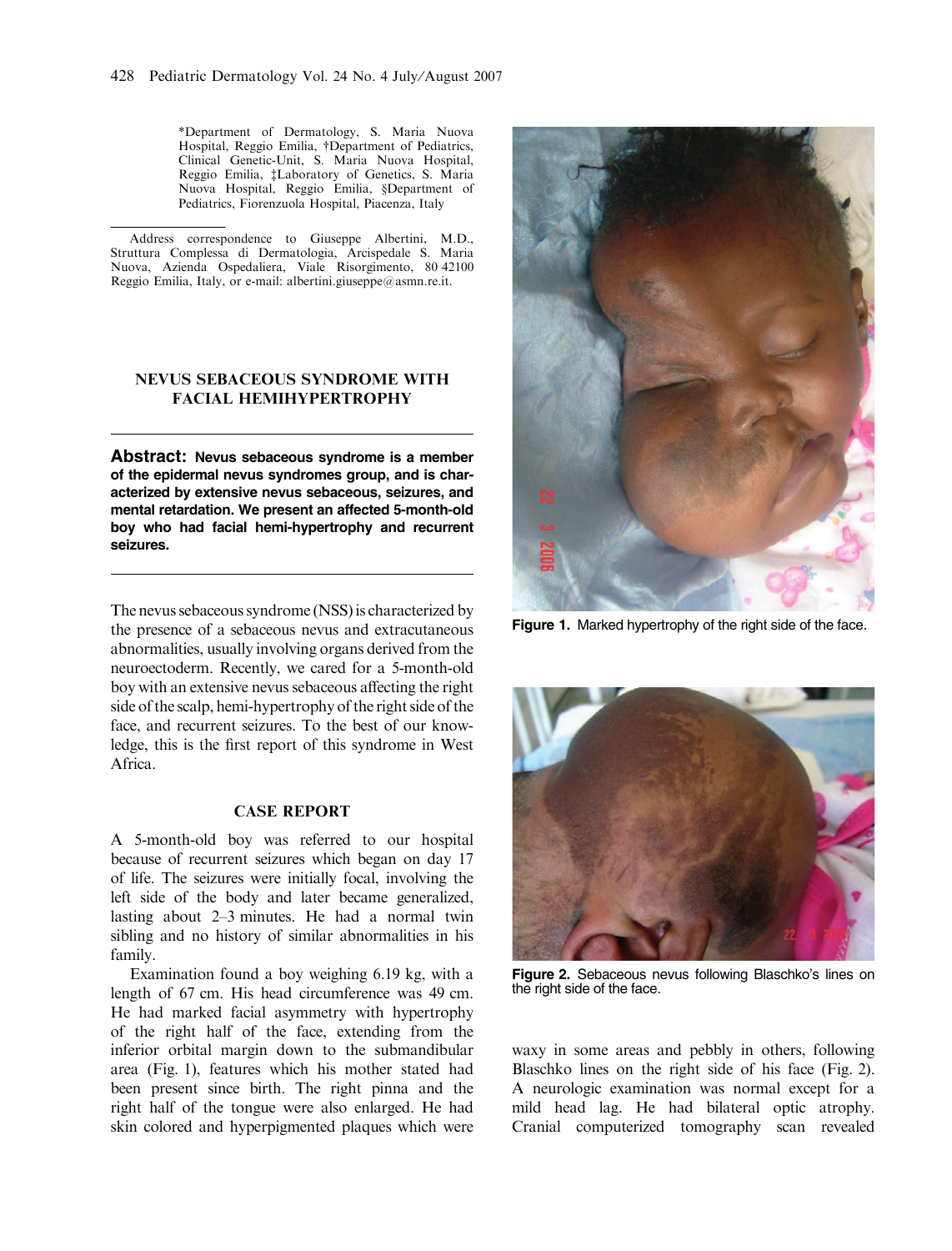*Department of Dermatology, S. Maria Nuova Hospital, Reggio Emilia, †Department of Pediatrics, Clinical Genetic-Unit, S. Maria Nuova Hospital, Reggio Emilia, ‡Laboratory of Genetics, S. Maria Nuova Hospital, Reggio Emilia, §Department of Pediatrics, Fiorenzuola Hospital, Piacenza, Italy

Address correspondence to Giuseppe Albertini, M.D., Struttura Complessa di Dermatologia, Arcispedale S. Maria Nuova, Azienda Ospedaliera, Viale Risorgimento, 80 42100 Reggio Emilia, Italy, or e-mail: albertini.giuseppe@asmn.re.it.

## NEVUS SEBACEOUS SYNDROME WITH FACIAL HEMIHYPERTROPHY

**Abstract: Nevus sebaceous syndrome is a member of the epidermal nevus syndromes group, and is characterized by extensive nevus sebaceous, seizures, and mental retardation. We present an affected 5-month-old boy who had facial hemi-hypertrophy and recurrent seizures.**

The nevus sebaceous syndrome (NSS) is characterized by the presence of a sebaceous nevus and extracutaneous abnormalities, usually involving organs derived from the neuroectoderm. Recently, we cared for a 5-month-old boy with an extensive nevus sebaceous affecting the right side of the scalp, hemi-hypertrophy of the right side of the face, and recurrent seizures. To the best of our knowledge, this is the first report of this syndrome in West Africa.

### CASE REPORT

A 5-month-old boy was referred to our hospital because of recurrent seizures which began on day 17 of life. The seizures were initially focal, involving the left side of the body and later became generalized, lasting about 2–3 minutes. He had a normal twin sibling and no history of similar abnormalities in his family.

Examination found a boy weighing 6.19 kg, with a length of 67 cm. His head circumference was 49 cm. He had marked facial asymmetry with hypertrophy of the right half of the face, extending from the inferior orbital margin down to the submandibular area (Fig. 1), features which his mother stated had been present since birth. The right pinna and the right half of the tongue were also enlarged. He had skin colored and hyperpigmented plaques which were waxy in some areas and pebbly in others, following Blaschko lines on the right side of his face (Fig. 2). A neurologic examination was normal except for a mild head lag. He had bilateral optic atrophy. Cranial computerized tomography scan revealed

Figure 1. Marked hypertrophy of the right side of the face.

Figure 2. Sebaceous nevus following Blaschko's lines on the right side of the face.